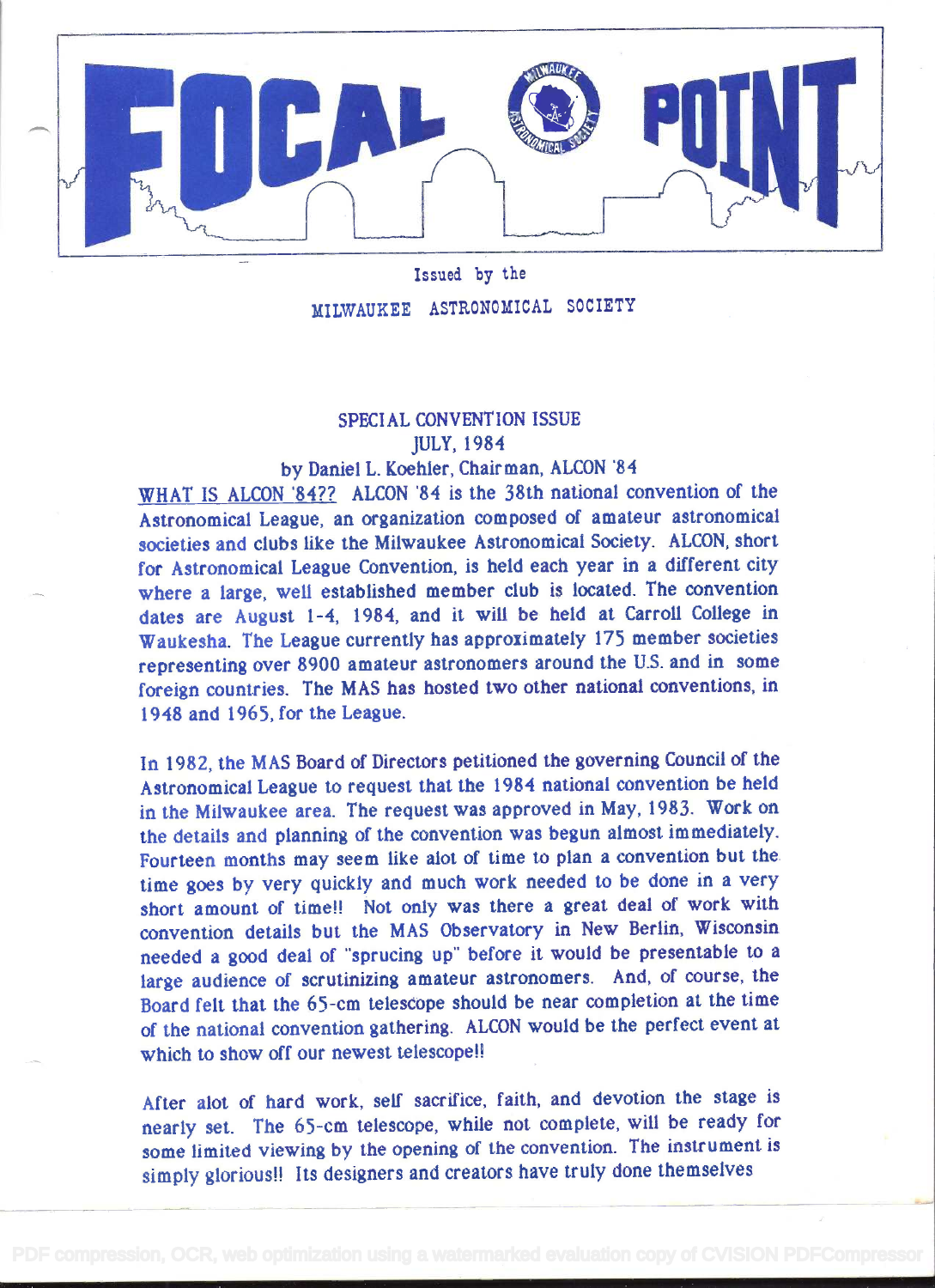# FOCAL POINT

Issued by the

MILWAUKEE ASTRONOMICAL SOCIETY

SPECIAL CONVENTION ISSUE
JULY, 1984

by Daniel L. Koehler, Chairman, ALCON '84

WHAT IS ALCON '84?? ALCON '84 is the 38th national convention of the Astronomical League, an organization composed of amateur astronomical societies and clubs like the Milwaukee Astronomical Society. ALCON, short for Astronomical League Convention, is held each year in a different city where a large, well established member club is located. The convention dates are August 1-4, 1984, and it will be held at Carroll College in Waukesha. The League currently has approximately 175 member societies representing over 8900 amateur astronomers around the U.S. and in some foreign countries. The MAS has hosted two other national conventions, in 1948 and 1965, for the League.

In 1982, the MAS Board of Directors petitioned the governing Council of the Astronomical League to request that the 1984 national convention be held in the Milwaukee area. The request was approved in May, 1983. Work on the details and planning of the convention was begun almost immediately. Fourteen months may seem like alot of time to plan a convention but the time goes by very quickly and much work needed to be done in a very short amount of time!! Not only was there a great deal of work with convention details but the MAS Observatory in New Berlin, Wisconsin needed a good deal of "sprucing up" before it would be presentable to a large audience of scrutinizing amateur astronomers. And, of course, the Board felt that the 65-cm telescope should be near completion at the time of the national convention gathering. ALCON would be the perfect event at which to show off our newest telescope!!

After alot of hard work, self sacrifice, faith, and devotion the stage is nearly set. The 65-cm telescope, while not complete, will be ready for some limited viewing by the opening of the convention. The instrument is simply glorious!! Its designers and creators have truly done themselves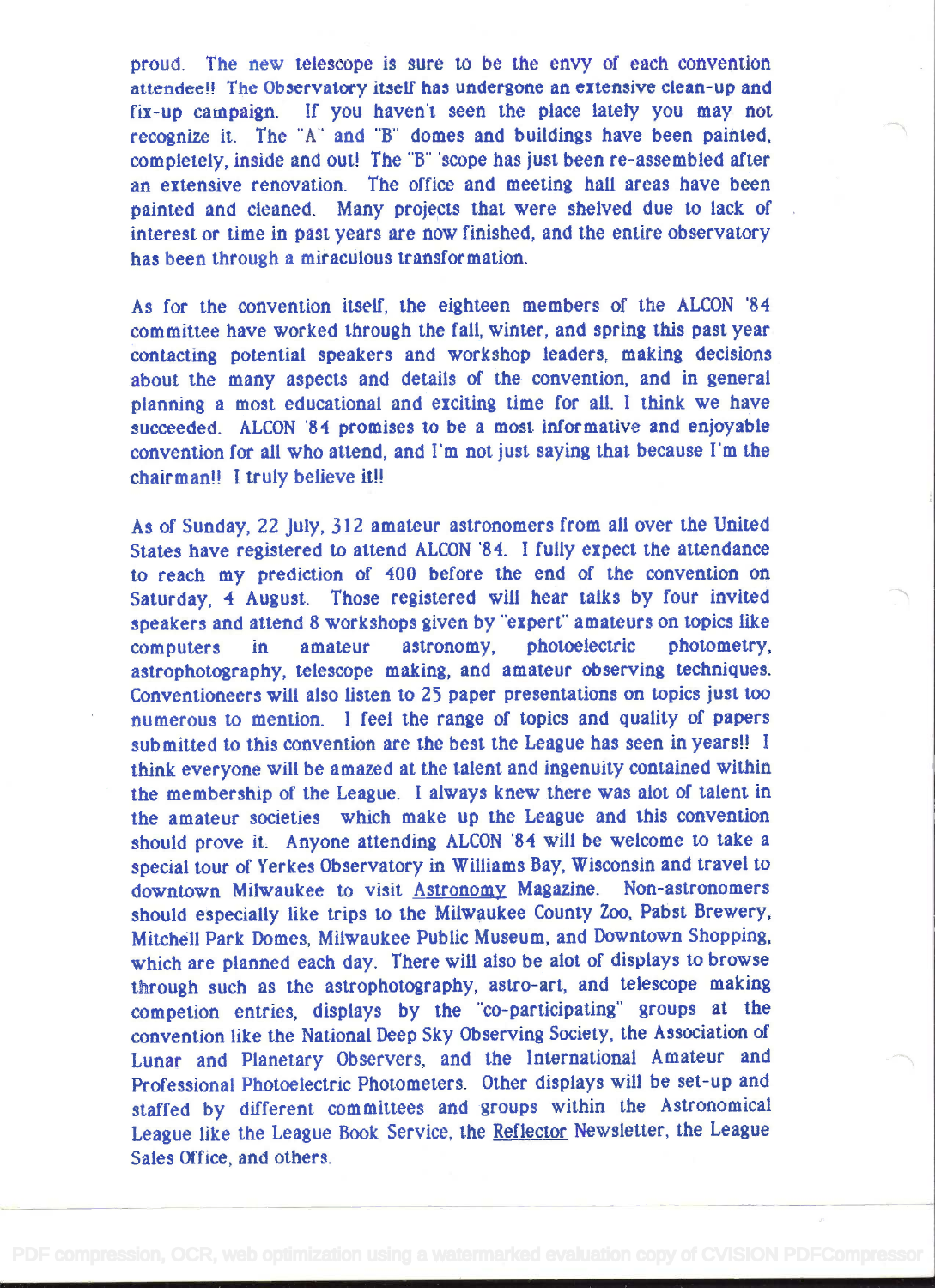proud. The new telescope is sure to be the envy of each convention attendee!! The Observatory itself has undergone an extensive clean-up and fix-up campaign. If you haven't seen the place lately you may not recognize it. The "A" and "B" domes and buildings have been painted, completely, inside and out! The "B" 'scope has just been re-assembled after an extensive renovation. The office and meeting hall areas have been painted and cleaned. Many projects that were shelved due to lack of interest or time in past years are now finished, and the entire observatory has been through a miraculous transformation.

As for the convention itself, the eighteen members of the ALCON '84 committee have worked through the fall, winter, and spring this past year contacting potential speakers and workshop leaders, making decisions about the many aspects and details of the convention, and in general planning a most educational and exciting time for all. I think we have succeeded. ALCON '84 promises to be a most informative and enjoyable convention for all who attend, and I'm not just saying that because I'm the chairman!! I truly believe it!!

As of Sunday, 22 July, 312 amateur astronomers from all over the United States have registered to attend ALCON '84. I fully expect the attendance to reach my prediction of 400 before the end of the convention on Saturday, 4 August. Those registered will hear talks by four invited speakers and attend 8 workshops given by "expert" amateurs on topics like computers in amateur astronomy, photoelectric photometry, astrophotography, telescope making, and amateur observing techniques. Conventioneers will also listen to 25 paper presentations on topics just too numerous to mention. I feel the range of topics and quality of papers submitted to this convention are the best the League has seen in years!! I think everyone will be amazed at the talent and ingenuity contained within the membership of the League. I always knew there was alot of talent in the amateur societies which make up the League and this convention should prove it. Anyone attending ALCON '84 will be welcome to take a special tour of Yerkes Observatory in Williams Bay, Wisconsin and travel to downtown Milwaukee to visit Astronomy Magazine. Non-astronomers should especially like trips to the Milwaukee County Zoo, Pabst Brewery, Mitchell Park Domes, Milwaukee Public Museum, and Downtown Shopping, which are planned each day. There will also be alot of displays to browse through such as the astrophotography, astro-art, and telescope making competion entries, displays by the "co-participating" groups at the convention like the National Deep Sky Observing Society, the Association of Lunar and Planetary Observers, and the International Amateur and Professional Photoelectric Photometers. Other displays will be set-up and staffed by different committees and groups within the Astronomical League like the League Book Service, the Reflector Newsletter, the League Sales Office, and others.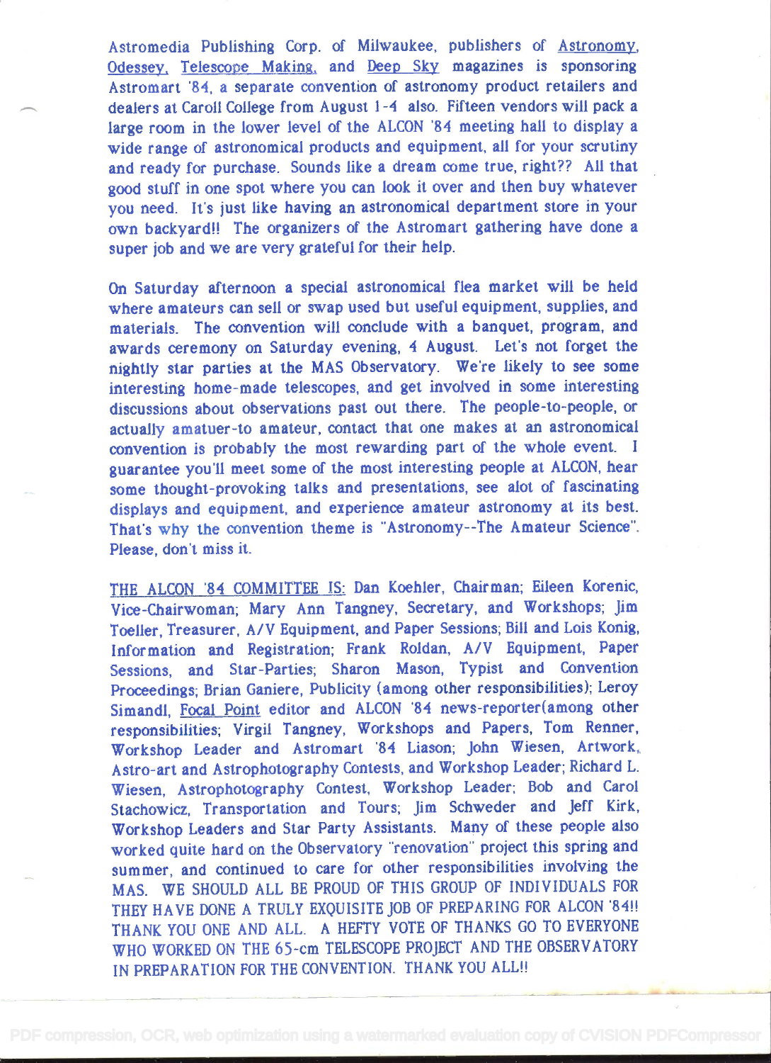Astromedia Publishing Corp. of Milwaukee, publishers of Astronomy, Odessey, Telescope Making, and Deep Sky magazines is sponsoring Astromart '84, a separate convention of astronomy product retailers and dealers at Caroll College from August 1-4 also. Fifteen vendors will pack a large room in the lower level of the ALCON '84 meeting hall to display a wide range of astronomical products and equipment, all for your scrutiny and ready for purchase. Sounds like a dream come true, right?? All that good stuff in one spot where you can look it over and then buy whatever you need. It's just like having an astronomical department store in your own backyard!! The organizers of the Astromart gathering have done a super job and we are very grateful for their help.

On Saturday afternoon a special astronomical flea market will be held where amateurs can sell or swap used but useful equipment, supplies, and materials. The convention will conclude with a banquet, program, and awards ceremony on Saturday evening, 4 August. Let's not forget the nightly star parties at the MAS Observatory. We're likely to see some interesting home-made telescopes, and get involved in some interesting discussions about observations past out there. The people-to-people, or actually amatuer-to amateur, contact that one makes at an astronomical convention is probably the most rewarding part of the whole event. I guarantee you'll meet some of the most interesting people at ALCON, hear some thought-provoking talks and presentations, see alot of fascinating displays and equipment, and experience amateur astronomy at its best. That's why the convention theme is "Astronomy--The Amateur Science". Please, don't miss it.

THE ALCON '84 COMMITTEE IS: Dan Koehler, Chairman; Eileen Korenic, Vice-Chairwoman; Mary Ann Tangney, Secretary, and Workshops; Jim Toeller, Treasurer, A/V Equipment, and Paper Sessions; Bill and Lois Konig, Information and Registration; Frank Roldan, A/V Equipment, Paper Sessions, and Star-Parties; Sharon Mason, Typist and Convention Proceedings; Brian Ganiere, Publicity (among other responsibilities); Leroy Simandl, Focal Point editor and ALCON '84 news-reporter(among other responsibilities; Virgil Tangney, Workshops and Papers, Tom Renner, Workshop Leader and Astromart '84 Liason; John Wiesen, Artwork, Astro-art and Astrophotography Contests, and Workshop Leader; Richard L. Wiesen, Astrophotography Contest, Workshop Leader; Bob and Carol Stachowicz, Transportation and Tours; Jim Schweder and Jeff Kirk, Workshop Leaders and Star Party Assistants. Many of these people also worked quite hard on the Observatory "renovation" project this spring and summer, and continued to care for other responsibilities involving the MAS. WE SHOULD ALL BE PROUD OF THIS GROUP OF INDIVIDUALS FOR THEY HAVE DONE A TRULY EXQUISITE JOB OF PREPARING FOR ALCON '84!! THANK YOU ONE AND ALL. A HEFTY VOTE OF THANKS GO TO EVERYONE WHO WORKED ON THE 65-cm TELESCOPE PROJECT AND THE OBSERVATORY IN PREPARATION FOR THE CONVENTION. THANK YOU ALL!!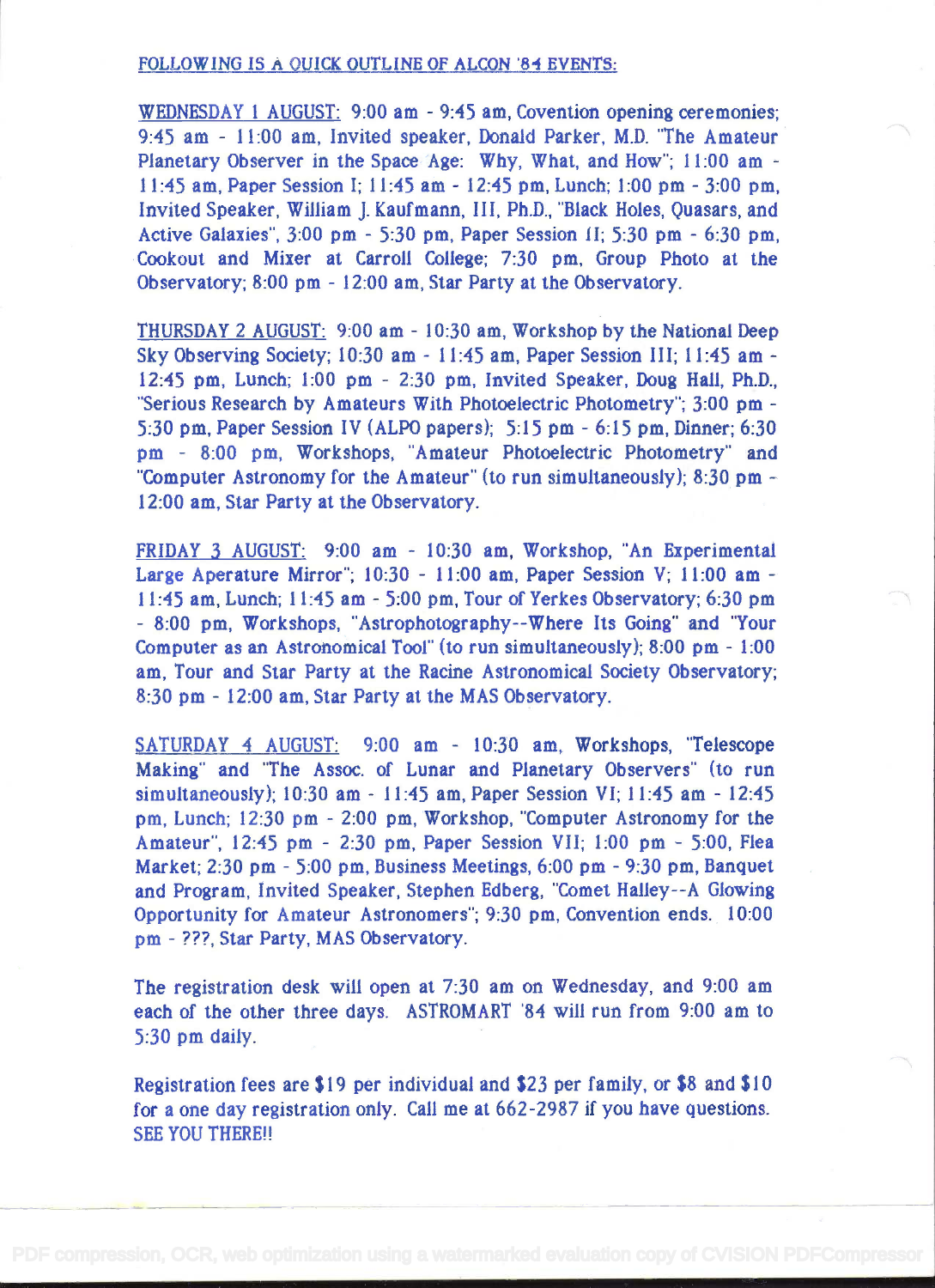FOLLOWING IS A QUICK OUTLINE OF ALCON '84 EVENTS:

WEDNESDAY 1 AUGUST: 9:00 am - 9:45 am, Covention opening ceremonies; 9:45 am - 11:00 am, Invited speaker, Donald Parker, M.D. "The Amateur Planetary Observer in the Space Age: Why, What, and How"; 11:00 am - 11:45 am, Paper Session I; 11:45 am - 12:45 pm, Lunch; 1:00 pm - 3:00 pm, Invited Speaker, William J. Kaufmann, III, Ph.D., "Black Holes, Quasars, and Active Galaxies", 3:00 pm - 5:30 pm, Paper Session II; 5:30 pm - 6:30 pm, Cookout and Mixer at Carroll College; 7:30 pm, Group Photo at the Observatory; 8:00 pm - 12:00 am, Star Party at the Observatory.

THURSDAY 2 AUGUST: 9:00 am - 10:30 am, Workshop by the National Deep Sky Observing Society; 10:30 am - 11:45 am, Paper Session III; 11:45 am - 12:45 pm, Lunch; 1:00 pm - 2:30 pm, Invited Speaker, Doug Hall, Ph.D., "Serious Research by Amateurs With Photoelectric Photometry"; 3:00 pm - 5:30 pm, Paper Session IV (ALPO papers); 5:15 pm - 6:15 pm, Dinner; 6:30 pm - 8:00 pm, Workshops, "Amateur Photoelectric Photometry" and "Computer Astronomy for the Amateur" (to run simultaneously); 8:30 pm - 12:00 am, Star Party at the Observatory.

FRIDAY 3 AUGUST: 9:00 am - 10:30 am, Workshop, "An Experimental Large Aperature Mirror"; 10:30 - 11:00 am, Paper Session V; 11:00 am - 11:45 am, Lunch; 11:45 am - 5:00 pm, Tour of Yerkes Observatory; 6:30 pm - 8:00 pm, Workshops, "Astrophotography--Where Its Going" and "Your Computer as an Astronomical Tool" (to run simultaneously); 8:00 pm - 1:00 am, Tour and Star Party at the Racine Astronomical Society Observatory; 8:30 pm - 12:00 am, Star Party at the MAS Observatory.

SATURDAY 4 AUGUST: 9:00 am - 10:30 am, Workshops, "Telescope Making" and "The Assoc. of Lunar and Planetary Observers" (to run simultaneously); 10:30 am - 11:45 am, Paper Session VI; 11:45 am - 12:45 pm, Lunch; 12:30 pm - 2:00 pm, Workshop, "Computer Astronomy for the Amateur", 12:45 pm - 2:30 pm, Paper Session VII; 1:00 pm - 5:00, Flea Market; 2:30 pm - 5:00 pm, Business Meetings, 6:00 pm - 9:30 pm, Banquet and Program, Invited Speaker, Stephen Edberg, "Comet Halley--A Glowing Opportunity for Amateur Astronomers"; 9:30 pm, Convention ends. 10:00 pm - ???, Star Party, MAS Observatory.

The registration desk will open at 7:30 am on Wednesday, and 9:00 am each of the other three days. ASTROMART '84 will run from 9:00 am to 5:30 pm daily.

Registration fees are $19 per individual and $23 per family, or $8 and $10 for a one day registration only. Call me at 662-2987 if you have questions. SEE YOU THERE!!